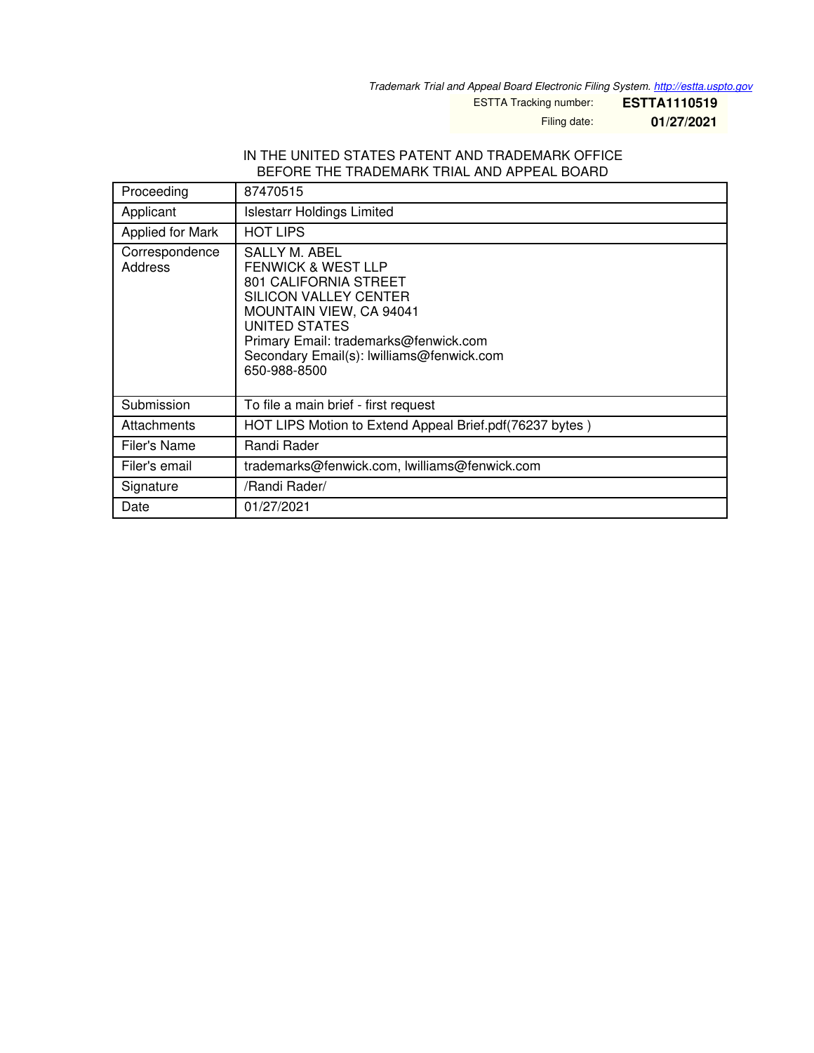*Trademark Trial and Appeal Board Electronic Filing System. http://estta.uspto.gov*

ESTTA Tracking number: **ESTTA1110519**

Filing date: **01/27/2021**

IN THE UNITED STATES PATENT AND TRADEMARK OFFICE
BEFORE THE TRADEMARK TRIAL AND APPEAL BOARD

| | |
|---|---|
| Proceeding | 87470515 |
| Applicant | Islestarr Holdings Limited |
| Applied for Mark | HOT LIPS |
| Correspondence Address | SALLY M. ABEL<br>FENWICK & WEST LLP<br>801 CALIFORNIA STREET<br>SILICON VALLEY CENTER<br>MOUNTAIN VIEW, CA 94041<br>UNITED STATES<br>Primary Email: trademarks@fenwick.com<br>Secondary Email(s): lwilliams@fenwick.com<br>650-988-8500 |
| Submission | To file a main brief - first request |
| Attachments | HOT LIPS Motion to Extend Appeal Brief.pdf(76237 bytes ) |
| Filer's Name | Randi Rader |
| Filer's email | trademarks@fenwick.com, lwilliams@fenwick.com |
| Signature | /Randi Rader/ |
| Date | 01/27/2021 |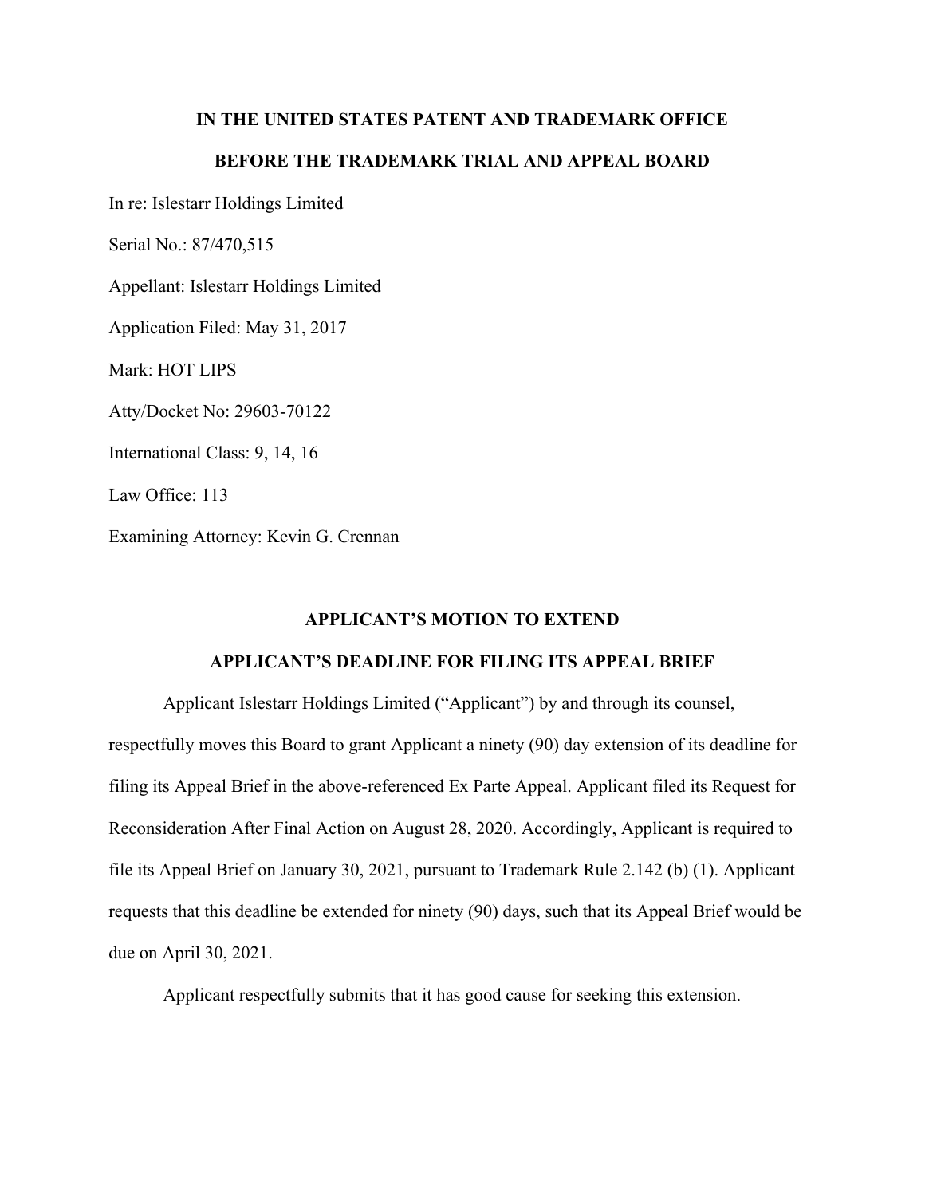**IN THE UNITED STATES PATENT AND TRADEMARK OFFICE**

**BEFORE THE TRADEMARK TRIAL AND APPEAL BOARD**

In re: Islestarr Holdings Limited

Serial No.: 87/470,515

Appellant: Islestarr Holdings Limited

Application Filed: May 31, 2017

Mark: HOT LIPS

Atty/Docket No: 29603-70122

International Class: 9, 14, 16

Law Office: 113

Examining Attorney: Kevin G. Crennan

**APPLICANT'S MOTION TO EXTEND**

**APPLICANT'S DEADLINE FOR FILING ITS APPEAL BRIEF**

Applicant Islestarr Holdings Limited ("Applicant") by and through its counsel, respectfully moves this Board to grant Applicant a ninety (90) day extension of its deadline for filing its Appeal Brief in the above-referenced Ex Parte Appeal. Applicant filed its Request for Reconsideration After Final Action on August 28, 2020. Accordingly, Applicant is required to file its Appeal Brief on January 30, 2021, pursuant to Trademark Rule 2.142 (b) (1). Applicant requests that this deadline be extended for ninety (90) days, such that its Appeal Brief would be due on April 30, 2021.

Applicant respectfully submits that it has good cause for seeking this extension.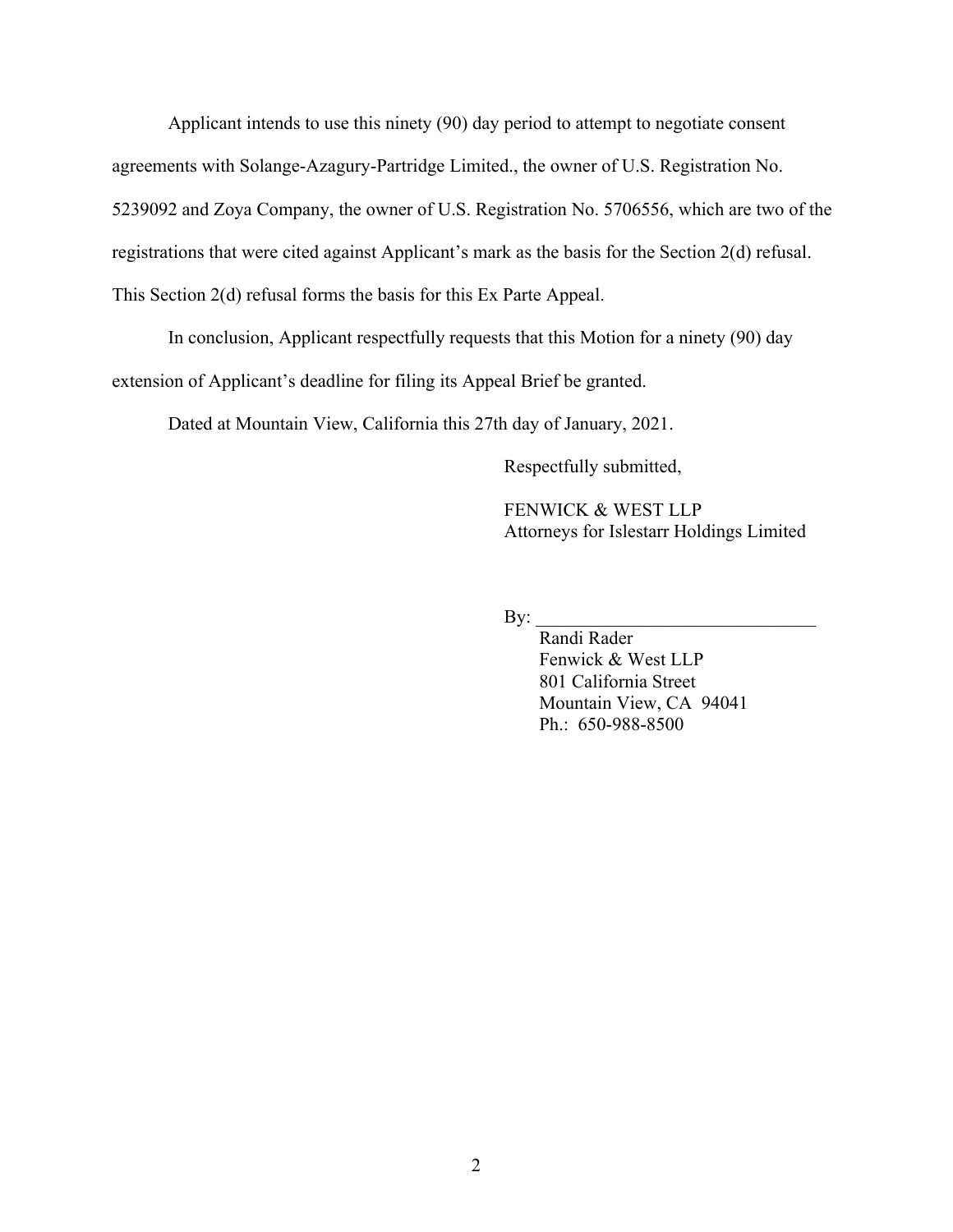Applicant intends to use this ninety (90) day period to attempt to negotiate consent agreements with Solange-Azagury-Partridge Limited., the owner of U.S. Registration No. 5239092 and Zoya Company, the owner of U.S. Registration No. 5706556, which are two of the registrations that were cited against Applicant's mark as the basis for the Section 2(d) refusal. This Section 2(d) refusal forms the basis for this Ex Parte Appeal.

In conclusion, Applicant respectfully requests that this Motion for a ninety (90) day extension of Applicant's deadline for filing its Appeal Brief be granted.

Dated at Mountain View, California this 27th day of January, 2021.

Respectfully submitted,

FENWICK & WEST LLP
Attorneys for Islestarr Holdings Limited

By: ______________________________
Randi Rader
Fenwick & West LLP
801 California Street
Mountain View, CA 94041
Ph.: 650-988-8500